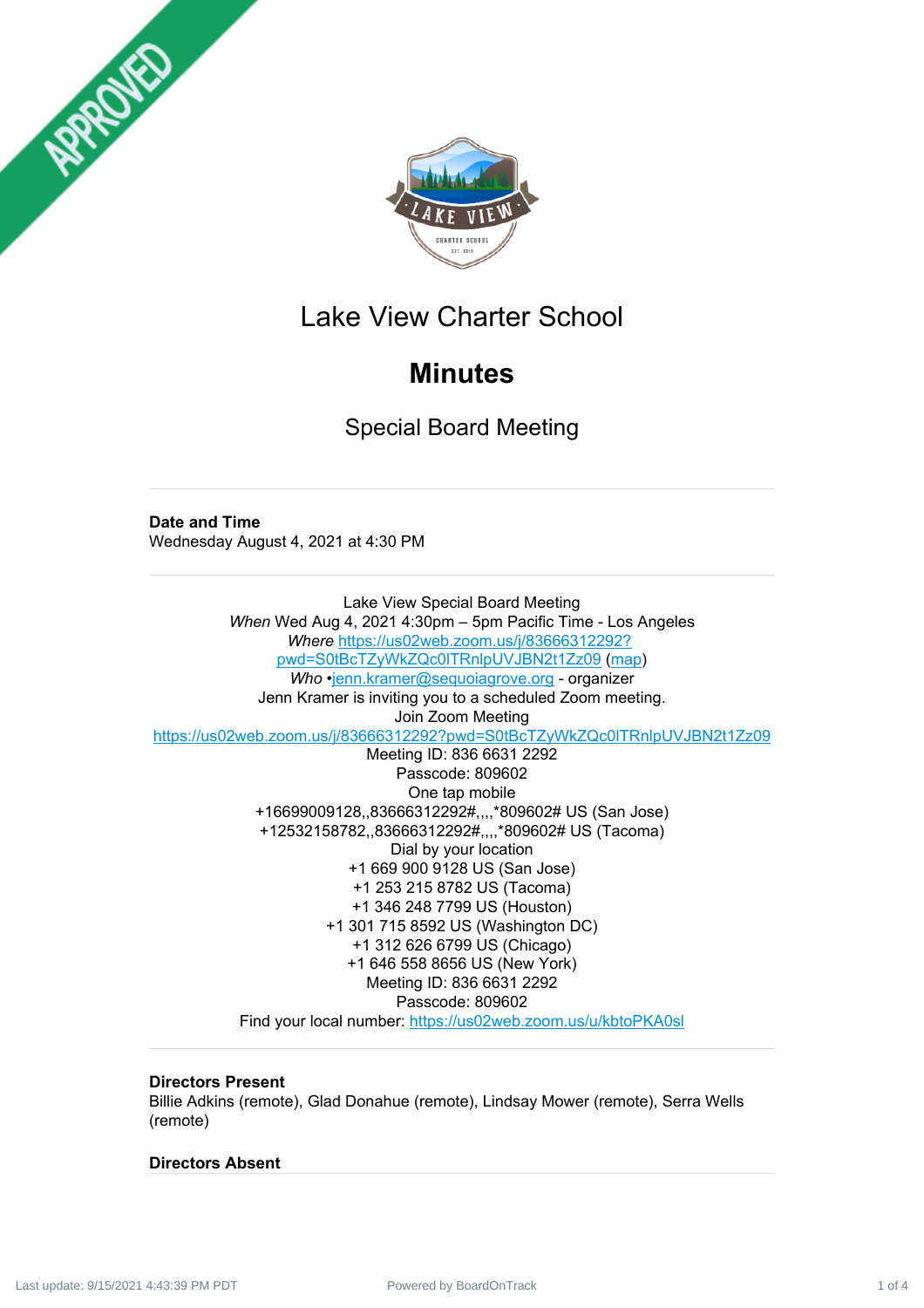APPROVED

# Lake View Charter School

## Minutes

### Special Board Meeting

**Date and Time**
Wednesday August 4, 2021 at 4:30 PM

Lake View Special Board Meeting
*When* Wed Aug 4, 2021 4:30pm – 5pm Pacific Time - Los Angeles
*Where* https://us02web.zoom.us/j/83666312292?pwd=S0tBcTZyWkZQc0lTRnlpUVJBN2t1Zz09 (map)
*Who* •jenn.kramer@sequoiagrove.org - organizer
Jenn Kramer is inviting you to a scheduled Zoom meeting.
Join Zoom Meeting
https://us02web.zoom.us/j/83666312292?pwd=S0tBcTZyWkZQc0lTRnlpUVJBN2t1Zz09
Meeting ID: 836 6631 2292
Passcode: 809602
One tap mobile
+16699009128,,83666312292#,,,,*809602# US (San Jose)
+12532158782,,83666312292#,,,,*809602# US (Tacoma)
Dial by your location
+1 669 900 9128 US (San Jose)
+1 253 215 8782 US (Tacoma)
+1 346 248 7799 US (Houston)
+1 301 715 8592 US (Washington DC)
+1 312 626 6799 US (Chicago)
+1 646 558 8656 US (New York)
Meeting ID: 836 6631 2292
Passcode: 809602
Find your local number: https://us02web.zoom.us/u/kbtoPKA0sl

**Directors Present**
Billie Adkins (remote), Glad Donahue (remote), Lindsay Mower (remote), Serra Wells (remote)

**Directors Absent**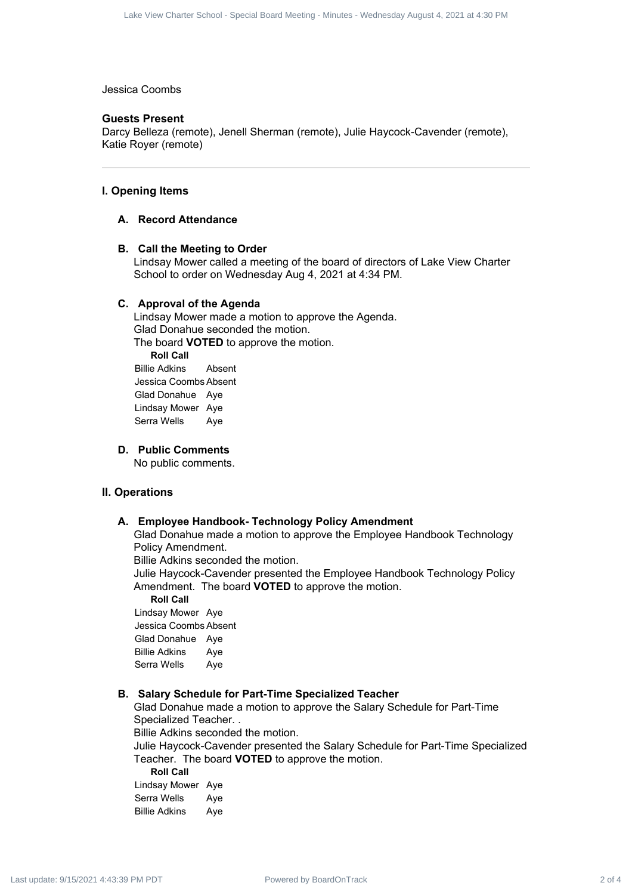Jessica Coombs

### Guests Present

Darcy Belleza (remote), Jenell Sherman (remote), Julie Haycock-Cavender (remote), Katie Royer (remote)

---

## I. Opening Items

### A. Record Attendance

### B. Call the Meeting to Order

Lindsay Mower called a meeting of the board of directors of Lake View Charter School to order on Wednesday Aug 4, 2021 at 4:34 PM.

### C. Approval of the Agenda

Lindsay Mower made a motion to approve the Agenda.
Glad Donahue seconded the motion.
The board **VOTED** to approve the motion.

**Roll Call**

| | |
|---|---|
| Billie Adkins | Absent |
| Jessica Coombs | Absent |
| Glad Donahue | Aye |
| Lindsay Mower | Aye |
| Serra Wells | Aye |

### D. Public Comments

No public comments.

## II. Operations

### A. Employee Handbook- Technology Policy Amendment

Glad Donahue made a motion to approve the Employee Handbook Technology Policy Amendment.
Billie Adkins seconded the motion.
Julie Haycock-Cavender presented the Employee Handbook Technology Policy Amendment. The board **VOTED** to approve the motion.

**Roll Call**

| | |
|---|---|
| Lindsay Mower | Aye |
| Jessica Coombs | Absent |
| Glad Donahue | Aye |
| Billie Adkins | Aye |
| Serra Wells | Aye |

### B. Salary Schedule for Part-Time Specialized Teacher

Glad Donahue made a motion to approve the Salary Schedule for Part-Time Specialized Teacher. .
Billie Adkins seconded the motion.
Julie Haycock-Cavender presented the Salary Schedule for Part-Time Specialized Teacher. The board **VOTED** to approve the motion.

**Roll Call**

| | |
|---|---|
| Lindsay Mower | Aye |
| Serra Wells | Aye |
| Billie Adkins | Aye |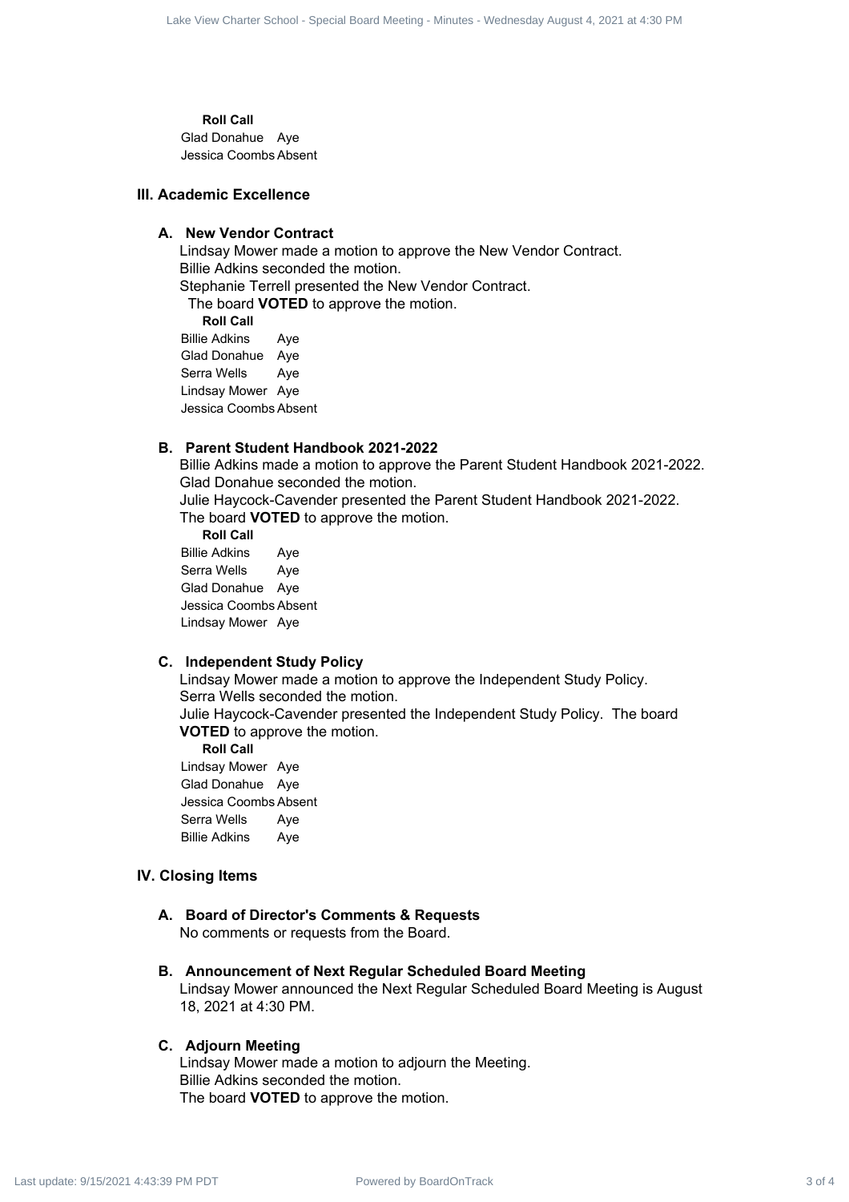**Roll Call**

| | |
|---|---|
| Glad Donahue | Aye |
| Jessica Coombs | Absent |

## III. Academic Excellence

### A. New Vendor Contract

Lindsay Mower made a motion to approve the New Vendor Contract.
Billie Adkins seconded the motion.
Stephanie Terrell presented the New Vendor Contract.
The board **VOTED** to approve the motion.

**Roll Call**

| | |
|---|---|
| Billie Adkins | Aye |
| Glad Donahue | Aye |
| Serra Wells | Aye |
| Lindsay Mower | Aye |
| Jessica Coombs | Absent |

### B. Parent Student Handbook 2021-2022

Billie Adkins made a motion to approve the Parent Student Handbook 2021-2022.
Glad Donahue seconded the motion.
Julie Haycock-Cavender presented the Parent Student Handbook 2021-2022.
The board **VOTED** to approve the motion.

**Roll Call**

| | |
|---|---|
| Billie Adkins | Aye |
| Serra Wells | Aye |
| Glad Donahue | Aye |
| Jessica Coombs | Absent |
| Lindsay Mower | Aye |

### C. Independent Study Policy

Lindsay Mower made a motion to approve the Independent Study Policy.
Serra Wells seconded the motion.
Julie Haycock-Cavender presented the Independent Study Policy. The board **VOTED** to approve the motion.

**Roll Call**

| | |
|---|---|
| Lindsay Mower | Aye |
| Glad Donahue | Aye |
| Jessica Coombs | Absent |
| Serra Wells | Aye |
| Billie Adkins | Aye |

## IV. Closing Items

### A. Board of Director's Comments & Requests

No comments or requests from the Board.

### B. Announcement of Next Regular Scheduled Board Meeting

Lindsay Mower announced the Next Regular Scheduled Board Meeting is August 18, 2021 at 4:30 PM.

### C. Adjourn Meeting

Lindsay Mower made a motion to adjourn the Meeting.
Billie Adkins seconded the motion.
The board **VOTED** to approve the motion.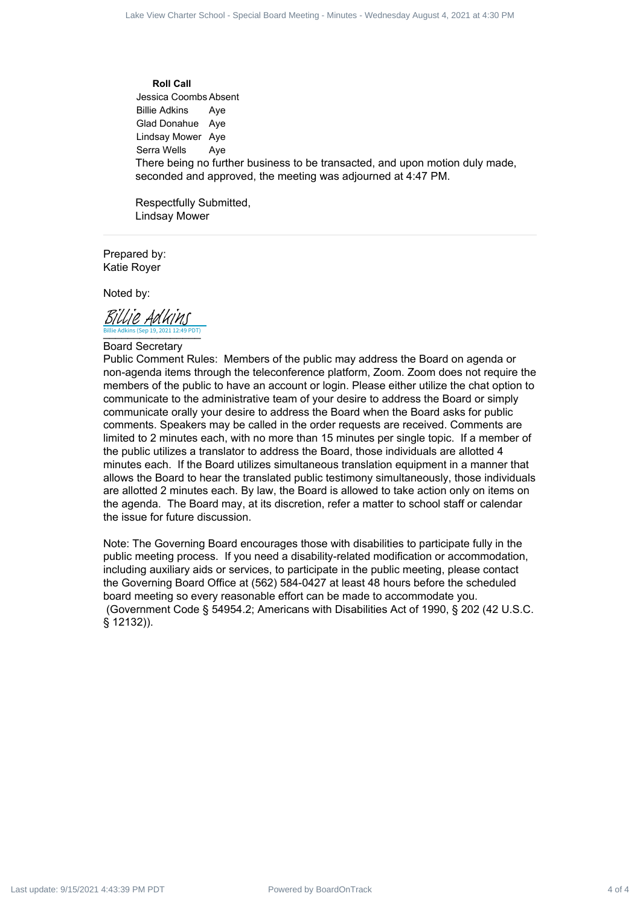**Roll Call**

| | |
|---|---|
| Jessica Coombs | Absent |
| Billie Adkins | Aye |
| Glad Donahue | Aye |
| Lindsay Mower | Aye |
| Serra Wells | Aye |

There being no further business to be transacted, and upon motion duly made, seconded and approved, the meeting was adjourned at 4:47 PM.

Respectfully Submitted,
Lindsay Mower

---

Prepared by:
Katie Royer

Noted by:

Billie Adkins
Billie Adkins (Sep 19, 2021 12:49 PDT)

Board Secretary

Public Comment Rules: Members of the public may address the Board on agenda or non-agenda items through the teleconference platform, Zoom. Zoom does not require the members of the public to have an account or login. Please either utilize the chat option to communicate to the administrative team of your desire to address the Board or simply communicate orally your desire to address the Board when the Board asks for public comments. Speakers may be called in the order requests are received. Comments are limited to 2 minutes each, with no more than 15 minutes per single topic. If a member of the public utilizes a translator to address the Board, those individuals are allotted 4 minutes each. If the Board utilizes simultaneous translation equipment in a manner that allows the Board to hear the translated public testimony simultaneously, those individuals are allotted 2 minutes each. By law, the Board is allowed to take action only on items on the agenda. The Board may, at its discretion, refer a matter to school staff or calendar the issue for future discussion.

Note: The Governing Board encourages those with disabilities to participate fully in the public meeting process. If you need a disability-related modification or accommodation, including auxiliary aids or services, to participate in the public meeting, please contact the Governing Board Office at (562) 584-0427 at least 48 hours before the scheduled board meeting so every reasonable effort can be made to accommodate you. (Government Code § 54954.2; Americans with Disabilities Act of 1990, § 202 (42 U.S.C. § 12132)).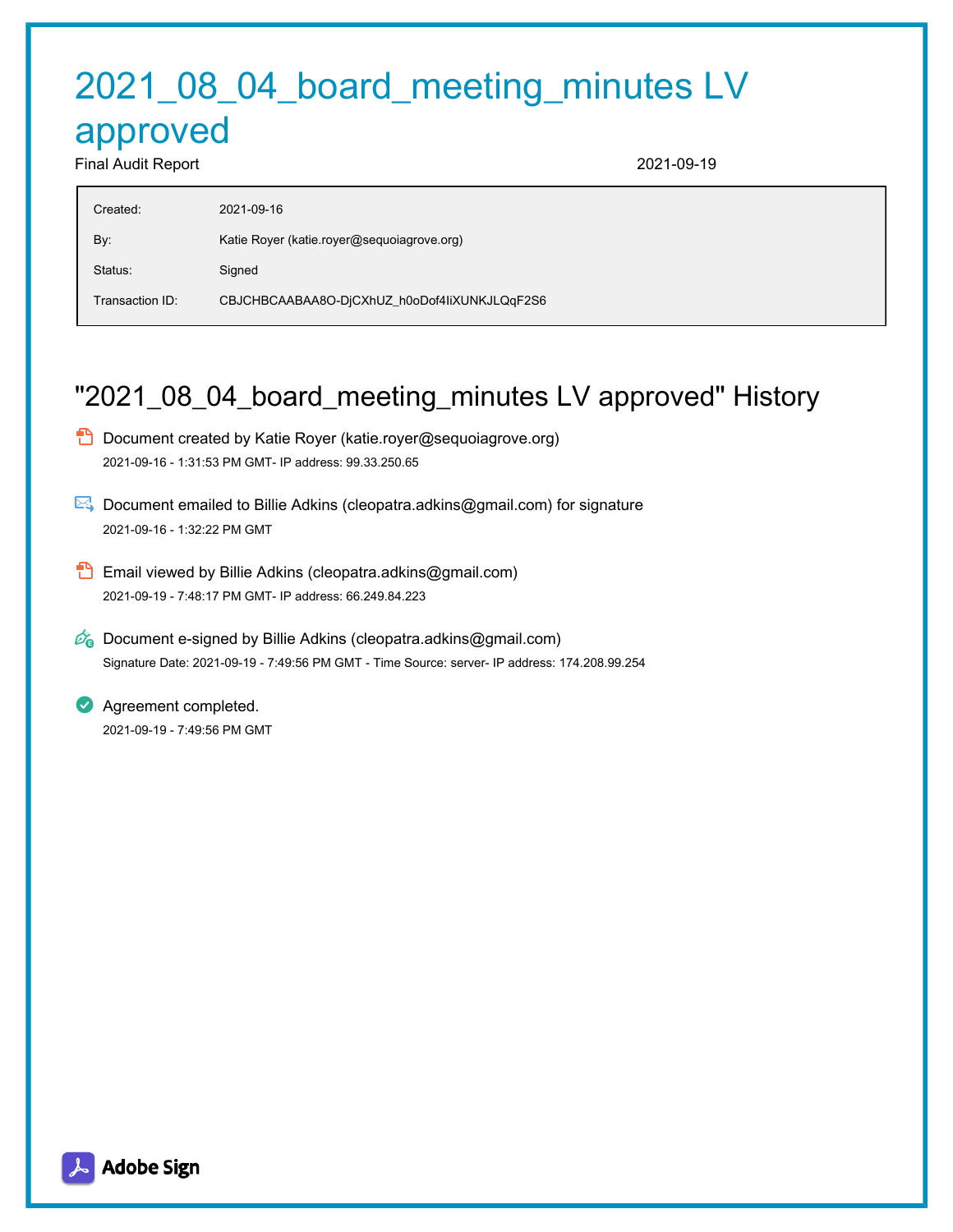# 2021_08_04_board_meeting_minutes LV approved

Final Audit Report 2021-09-19

| | |
|---|---|
| Created: | 2021-09-16 |
| By: | Katie Royer (katie.royer@sequoiagrove.org) |
| Status: | Signed |
| Transaction ID: | CBJCHBCAABAA8O-DjCXhUZ_h0oDof4IiXUNKJLQqF2S6 |

## "2021_08_04_board_meeting_minutes LV approved" History

- Document created by Katie Royer (katie.royer@sequoiagrove.org)
  2021-09-16 - 1:31:53 PM GMT- IP address: 99.33.250.65

- Document emailed to Billie Adkins (cleopatra.adkins@gmail.com) for signature
  2021-09-16 - 1:32:22 PM GMT

- Email viewed by Billie Adkins (cleopatra.adkins@gmail.com)
  2021-09-19 - 7:48:17 PM GMT- IP address: 66.249.84.223

- Document e-signed by Billie Adkins (cleopatra.adkins@gmail.com)
  Signature Date: 2021-09-19 - 7:49:56 PM GMT - Time Source: server- IP address: 174.208.99.254

- Agreement completed.
  2021-09-19 - 7:49:56 PM GMT

Adobe Sign